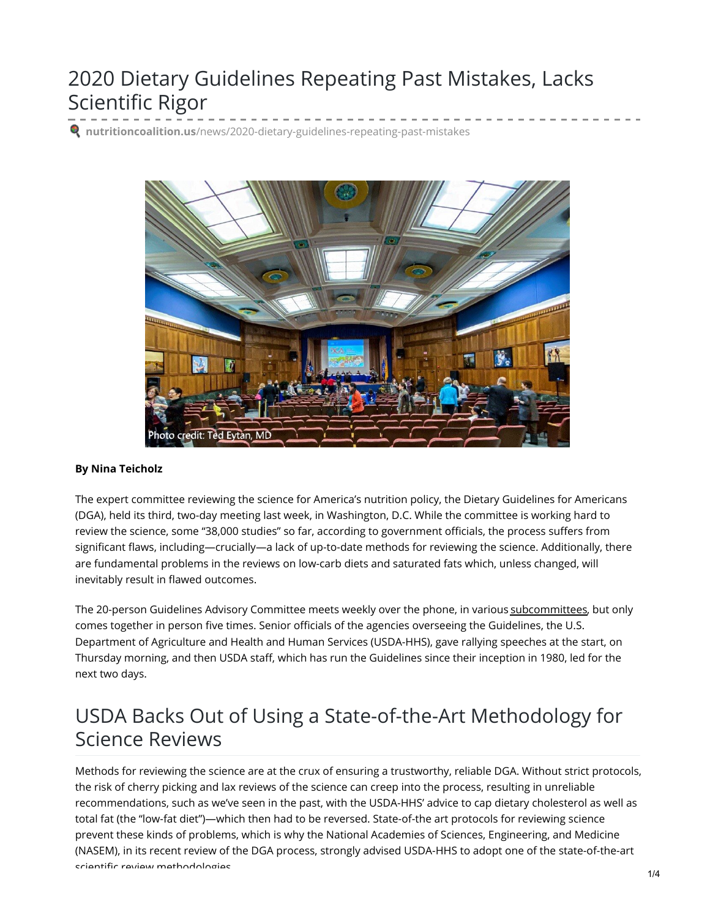# 2020 Dietary Guidelines Repeating Past Mistakes, Lacks Scientific Rigor

nutritioncoalition.us/news/2020-dietary-guidelines-repeating-past-mistakes

Photo credit: Ted Eytan, MD

**By Nina Teicholz**

The expert committee reviewing the science for America's nutrition policy, the Dietary Guidelines for Americans (DGA), held its third, two-day meeting last week, in Washington, D.C. While the committee is working hard to review the science, some "38,000 studies" so far, according to government officials, the process suffers from significant flaws, including—crucially—a lack of up-to-date methods for reviewing the science. Additionally, there are fundamental problems in the reviews on low-carb diets and saturated fats which, unless changed, will inevitably result in flawed outcomes.

The 20-person Guidelines Advisory Committee meets weekly over the phone, in various subcommittees, but only comes together in person five times. Senior officials of the agencies overseeing the Guidelines, the U.S. Department of Agriculture and Health and Human Services (USDA-HHS), gave rallying speeches at the start, on Thursday morning, and then USDA staff, which has run the Guidelines since their inception in 1980, led for the next two days.

## USDA Backs Out of Using a State-of-the-Art Methodology for Science Reviews

Methods for reviewing the science are at the crux of ensuring a trustworthy, reliable DGA. Without strict protocols, the risk of cherry picking and lax reviews of the science can creep into the process, resulting in unreliable recommendations, such as we've seen in the past, with the USDA-HHS' advice to cap dietary cholesterol as well as total fat (the "low-fat diet")—which then had to be reversed. State-of-the art protocols for reviewing science prevent these kinds of problems, which is why the National Academies of Sciences, Engineering, and Medicine (NASEM), in its recent review of the DGA process, strongly advised USDA-HHS to adopt one of the state-of-the-art scientific review methodologies.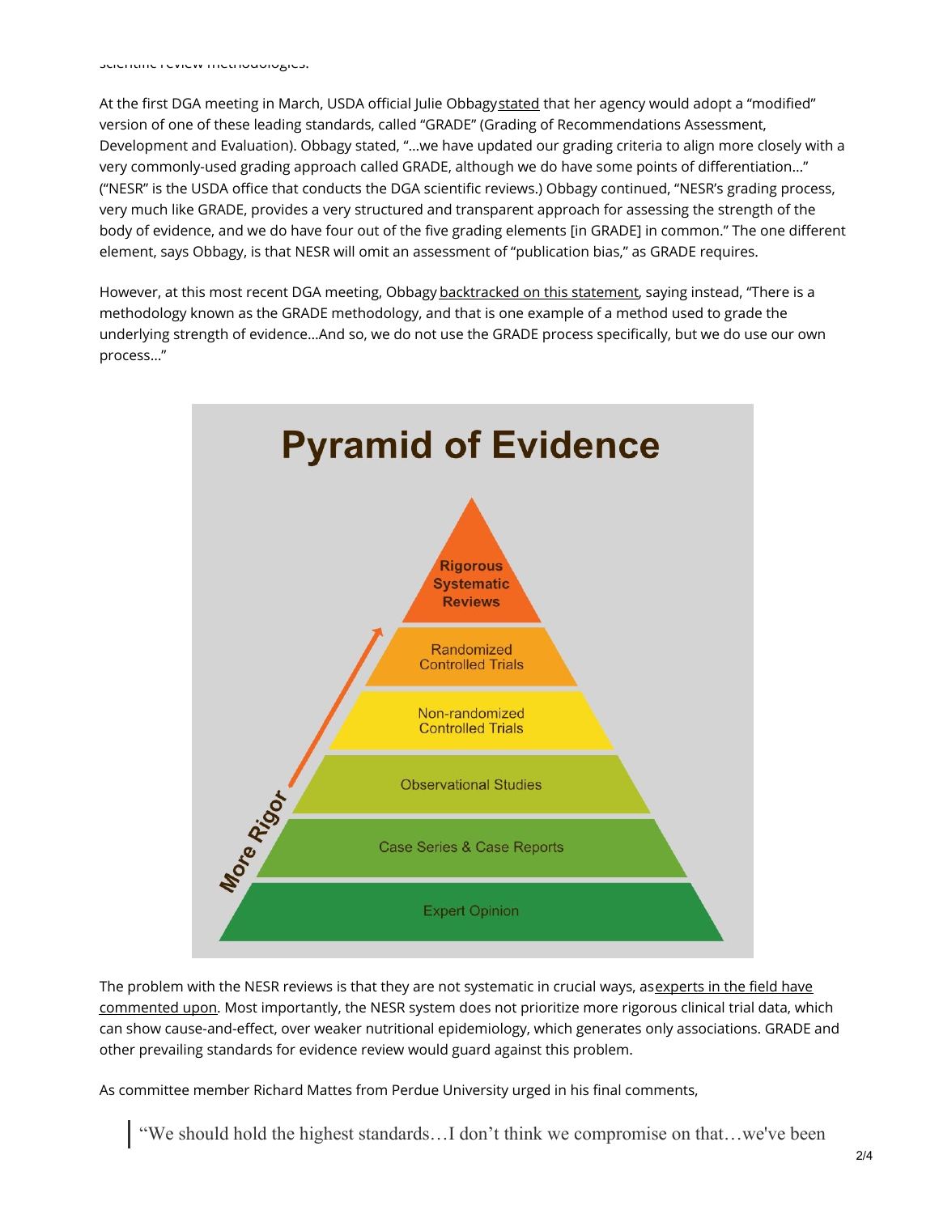scientific review methodologies.

At the first DGA meeting in March, USDA official Julie Obbagy stated that her agency would adopt a "modified" version of one of these leading standards, called "GRADE" (Grading of Recommendations Assessment, Development and Evaluation). Obbagy stated, "...we have updated our grading criteria to align more closely with a very commonly-used grading approach called GRADE, although we do have some points of differentiation..." ("NESR" is the USDA office that conducts the DGA scientific reviews.) Obbagy continued, "NESR's grading process, very much like GRADE, provides a very structured and transparent approach for assessing the strength of the body of evidence, and we do have four out of the five grading elements [in GRADE] in common." The one different element, says Obbagy, is that NESR will omit an assessment of "publication bias," as GRADE requires.

However, at this most recent DGA meeting, Obbagy backtracked on this statement, saying instead, "There is a methodology known as the GRADE methodology, and that is one example of a method used to grade the underlying strength of evidence...And so, we do not use the GRADE process specifically, but we do use our own process..."

**Pyramid of Evidence**

- Rigorous Systematic Reviews
- Randomized Controlled Trials
- Non-randomized Controlled Trials
- Observational Studies
- Case Series & Case Reports
- Expert Opinion

More Rigor

The problem with the NESR reviews is that they are not systematic in crucial ways, as experts in the field have commented upon. Most importantly, the NESR system does not prioritize more rigorous clinical trial data, which can show cause-and-effect, over weaker nutritional epidemiology, which generates only associations. GRADE and other prevailing standards for evidence review would guard against this problem.

As committee member Richard Mattes from Perdue University urged in his final comments,

> "We should hold the highest standards…I don't think we compromise on that…we've been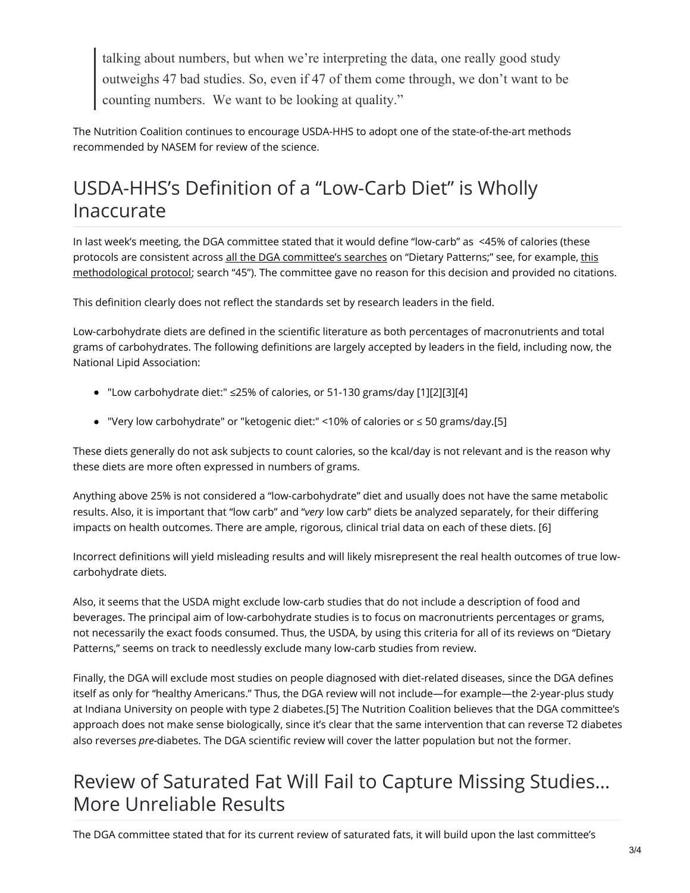> talking about numbers, but when we're interpreting the data, one really good study outweighs 47 bad studies. So, even if 47 of them come through, we don't want to be counting numbers. We want to be looking at quality."

The Nutrition Coalition continues to encourage USDA-HHS to adopt one of the state-of-the-art methods recommended by NASEM for review of the science.

## USDA-HHS's Definition of a "Low-Carb Diet" is Wholly Inaccurate

In last week's meeting, the DGA committee stated that it would define "low-carb" as <45% of calories (these protocols are consistent across all the DGA committee's searches on "Dietary Patterns;" see, for example, this methodological protocol; search "45"). The committee gave no reason for this decision and provided no citations.

This definition clearly does not reflect the standards set by research leaders in the field.

Low-carbohydrate diets are defined in the scientific literature as both percentages of macronutrients and total grams of carbohydrates. The following definitions are largely accepted by leaders in the field, including now, the National Lipid Association:

- "Low carbohydrate diet:" ≤25% of calories, or 51-130 grams/day [1][2][3][4]
- "Very low carbohydrate" or "ketogenic diet:" <10% of calories or ≤ 50 grams/day.[5]

These diets generally do not ask subjects to count calories, so the kcal/day is not relevant and is the reason why these diets are more often expressed in numbers of grams.

Anything above 25% is not considered a "low-carbohydrate" diet and usually does not have the same metabolic results. Also, it is important that "low carb" and "*very* low carb" diets be analyzed separately, for their differing impacts on health outcomes. There are ample, rigorous, clinical trial data on each of these diets. [6]

Incorrect definitions will yield misleading results and will likely misrepresent the real health outcomes of true low-carbohydrate diets.

Also, it seems that the USDA might exclude low-carb studies that do not include a description of food and beverages. The principal aim of low-carbohydrate studies is to focus on macronutrients percentages or grams, not necessarily the exact foods consumed. Thus, the USDA, by using this criteria for all of its reviews on "Dietary Patterns," seems on track to needlessly exclude many low-carb studies from review.

Finally, the DGA will exclude most studies on people diagnosed with diet-related diseases, since the DGA defines itself as only for "healthy Americans." Thus, the DGA review will not include—for example—the 2-year-plus study at Indiana University on people with type 2 diabetes.[5] The Nutrition Coalition believes that the DGA committee's approach does not make sense biologically, since it's clear that the same intervention that can reverse T2 diabetes also reverses *pre*-diabetes. The DGA scientific review will cover the latter population but not the former.

## Review of Saturated Fat Will Fail to Capture Missing Studies… More Unreliable Results

The DGA committee stated that for its current review of saturated fats, it will build upon the last committee's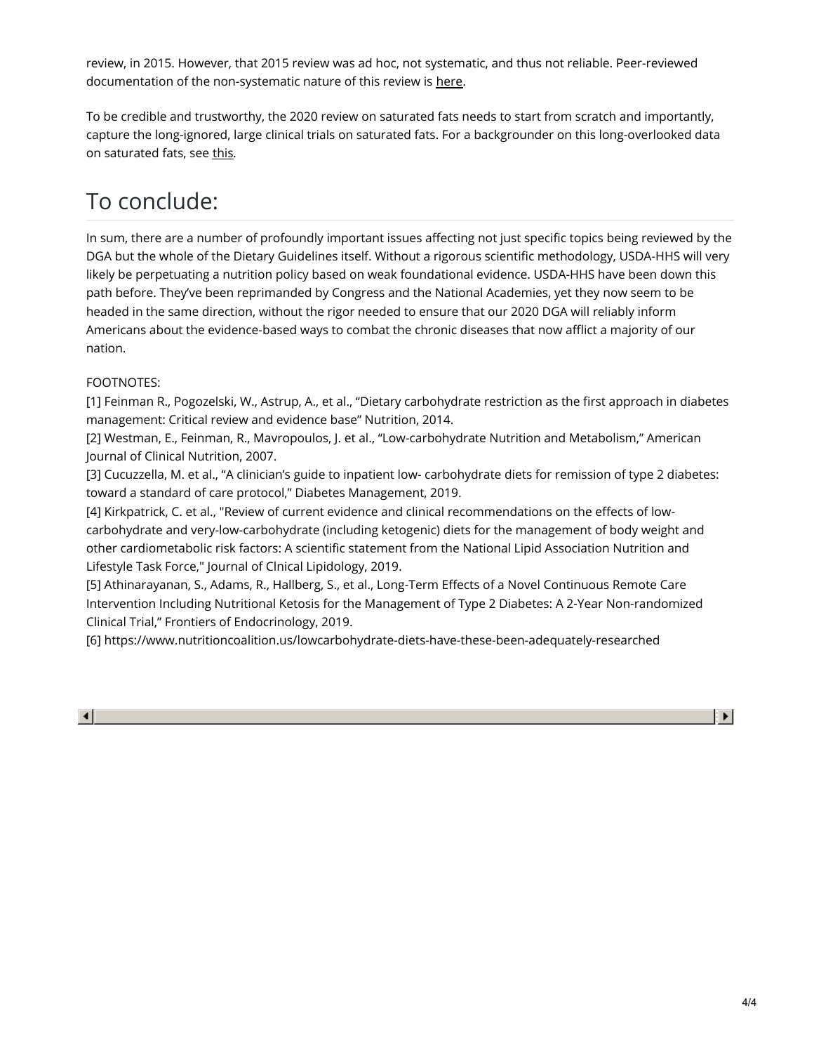review, in 2015. However, that 2015 review was ad hoc, not systematic, and thus not reliable. Peer-reviewed documentation of the non-systematic nature of this review is here.

To be credible and trustworthy, the 2020 review on saturated fats needs to start from scratch and importantly, capture the long-ignored, large clinical trials on saturated fats. For a backgrounder on this long-overlooked data on saturated fats, see this.

## To conclude:

In sum, there are a number of profoundly important issues affecting not just specific topics being reviewed by the DGA but the whole of the Dietary Guidelines itself. Without a rigorous scientific methodology, USDA-HHS will very likely be perpetuating a nutrition policy based on weak foundational evidence. USDA-HHS have been down this path before. They've been reprimanded by Congress and the National Academies, yet they now seem to be headed in the same direction, without the rigor needed to ensure that our 2020 DGA will reliably inform Americans about the evidence-based ways to combat the chronic diseases that now afflict a majority of our nation.

FOOTNOTES:

[1] Feinman R., Pogozelski, W., Astrup, A., et al., "Dietary carbohydrate restriction as the first approach in diabetes management: Critical review and evidence base" Nutrition, 2014.

[2] Westman, E., Feinman, R., Mavropoulos, J. et al., "Low-carbohydrate Nutrition and Metabolism," American Journal of Clinical Nutrition, 2007.

[3] Cucuzzella, M. et al., "A clinician's guide to inpatient low- carbohydrate diets for remission of type 2 diabetes: toward a standard of care protocol," Diabetes Management, 2019.

[4] Kirkpatrick, C. et al., "Review of current evidence and clinical recommendations on the effects of low-carbohydrate and very-low-carbohydrate (including ketogenic) diets for the management of body weight and other cardiometabolic risk factors: A scientific statement from the National Lipid Association Nutrition and Lifestyle Task Force," Journal of Clnical Lipidology, 2019.

[5] Athinarayanan, S., Adams, R., Hallberg, S., et al., Long-Term Effects of a Novel Continuous Remote Care Intervention Including Nutritional Ketosis for the Management of Type 2 Diabetes: A 2-Year Non-randomized Clinical Trial," Frontiers of Endocrinology, 2019.

[6] https://www.nutritioncoalition.us/lowcarbohydrate-diets-have-these-been-adequately-researched